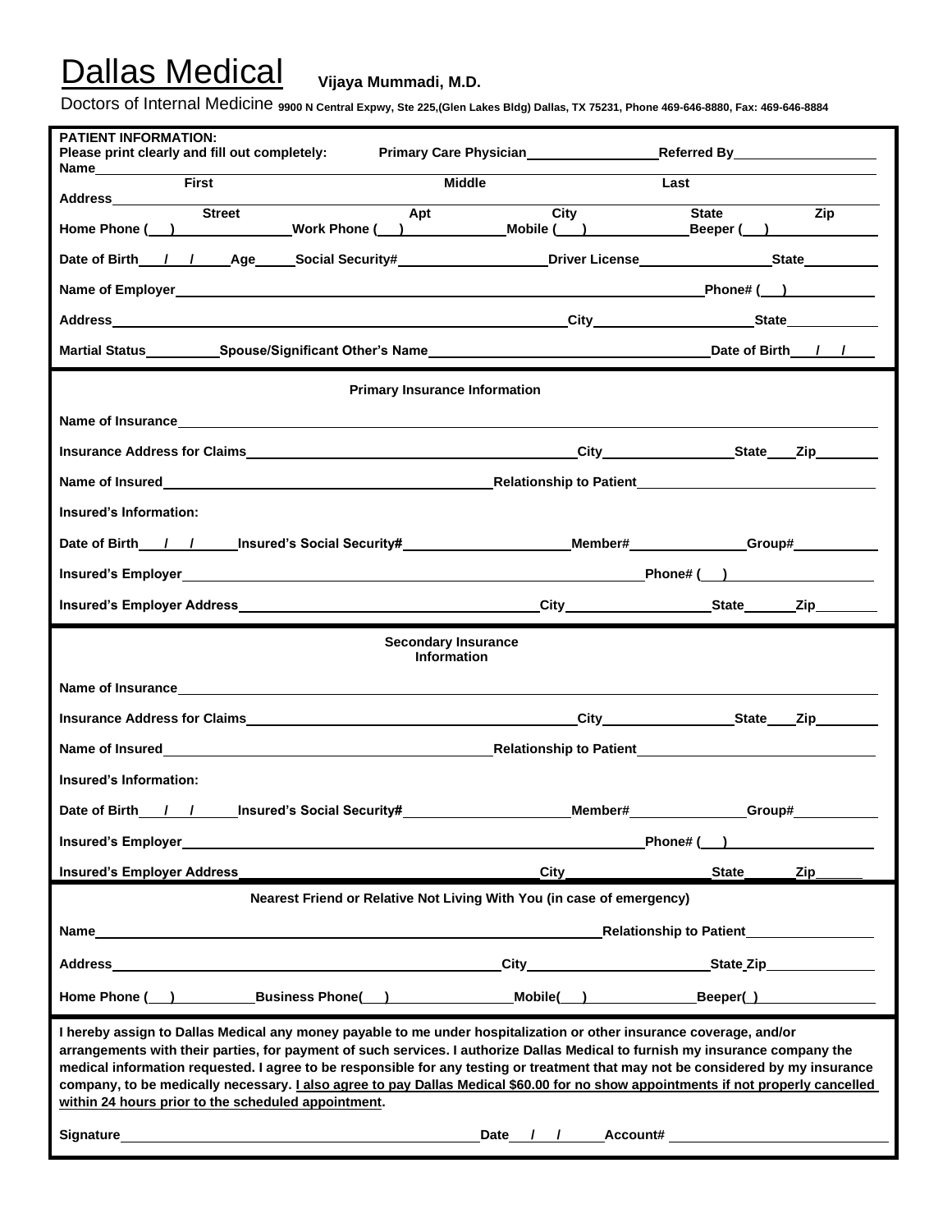# Dallas Medical

**Vijaya Mummadi, M.D.**

Doctors of Internal Medicine **9900 N Central Expwy, Ste 225,(Glen Lakes Bldg) Dallas, TX 75231, Phone 469-646-8880, Fax: 469-646-8884**

**PATIENT INFORMATION:**

**Please print clearly and fill out completely:** **Primary Care Physician\_\_\_\_\_\_\_\_\_\_\_\_\_\_\_\_ Referred By\_\_\_\_\_\_\_\_\_\_\_\_\_\_\_\_**

**Name\_\_\_\_\_\_\_\_\_\_\_\_\_\_\_\_\_\_\_\_\_\_\_\_\_\_\_\_\_\_\_\_\_\_\_\_\_\_\_\_\_\_\_\_\_\_\_\_\_\_\_\_\_\_\_\_\_\_\_\_**
**First** **Middle** **Last**

**Address\_\_\_\_\_\_\_\_\_\_\_\_\_\_\_\_\_\_\_\_\_\_\_\_\_\_\_\_\_\_\_\_\_\_\_\_\_\_\_\_\_\_\_\_\_\_\_\_\_\_\_\_\_\_\_\_\_\_\_\_**
**Street** **Apt** **City** **State** **Zip**

**Home Phone (\_\_\_)\_\_\_\_\_\_\_\_\_\_ Work Phone (\_\_\_)\_\_\_\_\_\_\_\_\_\_ Mobile (\_\_\_)\_\_\_\_\_\_\_\_\_\_ Beeper (\_\_\_)\_\_\_\_\_\_\_\_\_\_**

**Date of Birth\_\_\_/\_\_\_/\_\_\_\_ Age\_\_\_\_ Social Security#\_\_\_\_\_\_\_\_\_\_\_\_\_\_\_\_ Driver License\_\_\_\_\_\_\_\_\_\_\_\_\_\_ State\_\_\_\_\_\_\_\_**

**Name of Employer\_\_\_\_\_\_\_\_\_\_\_\_\_\_\_\_\_\_\_\_\_\_\_\_\_\_\_\_\_\_\_\_\_\_\_\_\_\_\_\_\_\_\_\_ Phone# (\_\_\_)\_\_\_\_\_\_\_\_\_\_**

**Address\_\_\_\_\_\_\_\_\_\_\_\_\_\_\_\_\_\_\_\_\_\_\_\_\_\_\_\_\_\_\_\_\_\_\_\_\_\_\_\_ City\_\_\_\_\_\_\_\_\_\_\_\_\_\_\_\_ State\_\_\_\_\_\_\_\_\_\_**

**Martial Status\_\_\_\_\_\_\_\_ Spouse/Significant Other's Name\_\_\_\_\_\_\_\_\_\_\_\_\_\_\_\_\_\_\_\_\_\_\_\_\_\_\_\_\_\_\_\_ Date of Birth\_\_\_/\_\_\_/\_\_\_\_**

## Primary Insurance Information

**Name of Insurance\_\_\_\_\_\_\_\_\_\_\_\_\_\_\_\_\_\_\_\_\_\_\_\_\_\_\_\_\_\_\_\_\_\_\_\_\_\_\_\_\_\_\_\_\_\_\_\_\_\_\_\_\_\_\_\_\_\_\_\_**

**Insurance Address for Claims\_\_\_\_\_\_\_\_\_\_\_\_\_\_\_\_\_\_\_\_\_\_\_\_\_\_\_\_\_\_\_\_\_\_ City\_\_\_\_\_\_\_\_\_\_\_\_\_\_ State\_\_\_\_ Zip\_\_\_\_\_\_\_\_**

**Name of Insured\_\_\_\_\_\_\_\_\_\_\_\_\_\_\_\_\_\_\_\_\_\_\_\_\_\_\_\_\_\_\_\_\_\_\_ Relationship to Patient\_\_\_\_\_\_\_\_\_\_\_\_\_\_\_\_\_\_\_\_\_\_\_\_**

**Insured's Information:**

**Date of Birth\_\_\_/\_\_\_/\_\_\_\_ Insured's Social Security#\_\_\_\_\_\_\_\_\_\_\_\_\_\_\_\_\_\_ Member#\_\_\_\_\_\_\_\_\_\_\_\_\_ Group#\_\_\_\_\_\_\_\_\_\_**

**Insured's Employer\_\_\_\_\_\_\_\_\_\_\_\_\_\_\_\_\_\_\_\_\_\_\_\_\_\_\_\_\_\_\_\_\_\_\_\_\_\_\_\_\_\_\_\_\_\_\_\_\_\_\_\_ Phone# (\_\_\_)\_\_\_\_\_\_\_\_\_\_\_\_\_\_\_\_**

**Insured's Employer Address\_\_\_\_\_\_\_\_\_\_\_\_\_\_\_\_\_\_\_\_\_\_\_\_\_\_\_\_\_\_\_\_\_\_ City\_\_\_\_\_\_\_\_\_\_\_\_\_\_\_\_ State\_\_\_\_\_\_ Zip\_\_\_\_\_\_\_\_**

## Secondary Insurance Information

**Name of Insurance\_\_\_\_\_\_\_\_\_\_\_\_\_\_\_\_\_\_\_\_\_\_\_\_\_\_\_\_\_\_\_\_\_\_\_\_\_\_\_\_\_\_\_\_\_\_\_\_\_\_\_\_\_\_\_\_\_\_\_\_**

**Insurance Address for Claims\_\_\_\_\_\_\_\_\_\_\_\_\_\_\_\_\_\_\_\_\_\_\_\_\_\_\_\_\_\_\_\_\_\_ City\_\_\_\_\_\_\_\_\_\_\_\_\_\_ State\_\_\_\_ Zip\_\_\_\_\_\_\_\_**

**Name of Insured\_\_\_\_\_\_\_\_\_\_\_\_\_\_\_\_\_\_\_\_\_\_\_\_\_\_\_\_\_\_\_\_\_\_\_ Relationship to Patient\_\_\_\_\_\_\_\_\_\_\_\_\_\_\_\_\_\_\_\_\_\_\_\_**

**Insured's Information:**

**Date of Birth\_\_\_/\_\_\_/\_\_\_\_ Insured's Social Security#\_\_\_\_\_\_\_\_\_\_\_\_\_\_\_\_\_\_ Member#\_\_\_\_\_\_\_\_\_\_\_\_\_ Group#\_\_\_\_\_\_\_\_\_\_**

**Insured's Employer\_\_\_\_\_\_\_\_\_\_\_\_\_\_\_\_\_\_\_\_\_\_\_\_\_\_\_\_\_\_\_\_\_\_\_\_\_\_\_\_\_\_\_\_\_\_\_\_\_\_\_\_ Phone# (\_\_\_)\_\_\_\_\_\_\_\_\_\_\_\_\_\_\_\_**

**Insured's Employer Address\_\_\_\_\_\_\_\_\_\_\_\_\_\_\_\_\_\_\_\_\_\_\_\_\_\_\_\_\_\_\_\_\_\_ City\_\_\_\_\_\_\_\_\_\_\_\_\_\_\_\_ State\_\_\_\_\_\_ Zip\_\_\_\_\_\_**

## Nearest Friend or Relative Not Living With You (in case of emergency)

**Name\_\_\_\_\_\_\_\_\_\_\_\_\_\_\_\_\_\_\_\_\_\_\_\_\_\_\_\_\_\_\_\_\_\_\_\_\_\_\_\_\_\_\_\_\_\_\_\_\_\_\_\_ Relationship to Patient\_\_\_\_\_\_\_\_\_\_\_\_\_\_\_**

**Address\_\_\_\_\_\_\_\_\_\_\_\_\_\_\_\_\_\_\_\_\_\_\_\_\_\_\_\_\_\_\_\_\_\_\_\_\_\_\_\_ City\_\_\_\_\_\_\_\_\_\_\_\_\_\_\_\_\_\_\_\_ State Zip\_\_\_\_\_\_\_\_\_\_\_\_**

**Home Phone (\_\_\_)\_\_\_\_\_\_\_\_\_ Business Phone(\_\_\_)\_\_\_\_\_\_\_\_\_\_\_\_\_\_ Mobile(\_\_\_)\_\_\_\_\_\_\_\_\_\_\_\_ Beeper(\_\_)\_\_\_\_\_\_\_\_\_\_\_\_\_\_**

**I hereby assign to Dallas Medical any money payable to me under hospitalization or other insurance coverage, and/or arrangements with their parties, for payment of such services. I authorize Dallas Medical to furnish my insurance company the medical information requested. I agree to be responsible for any testing or treatment that may not be considered by my insurance company, to be medically necessary. <u>I also agree to pay Dallas Medical $60.00 for no show appointments if not properly cancelled within 24 hours prior to the scheduled appointment</u>.**

**Signature\_\_\_\_\_\_\_\_\_\_\_\_\_\_\_\_\_\_\_\_\_\_\_\_\_\_\_\_\_\_\_\_\_\_\_\_\_\_\_\_ Date\_\_\_/\_\_\_/\_\_\_\_ Account# \_\_\_\_\_\_\_\_\_\_\_\_\_\_\_\_\_\_\_\_\_\_\_\_**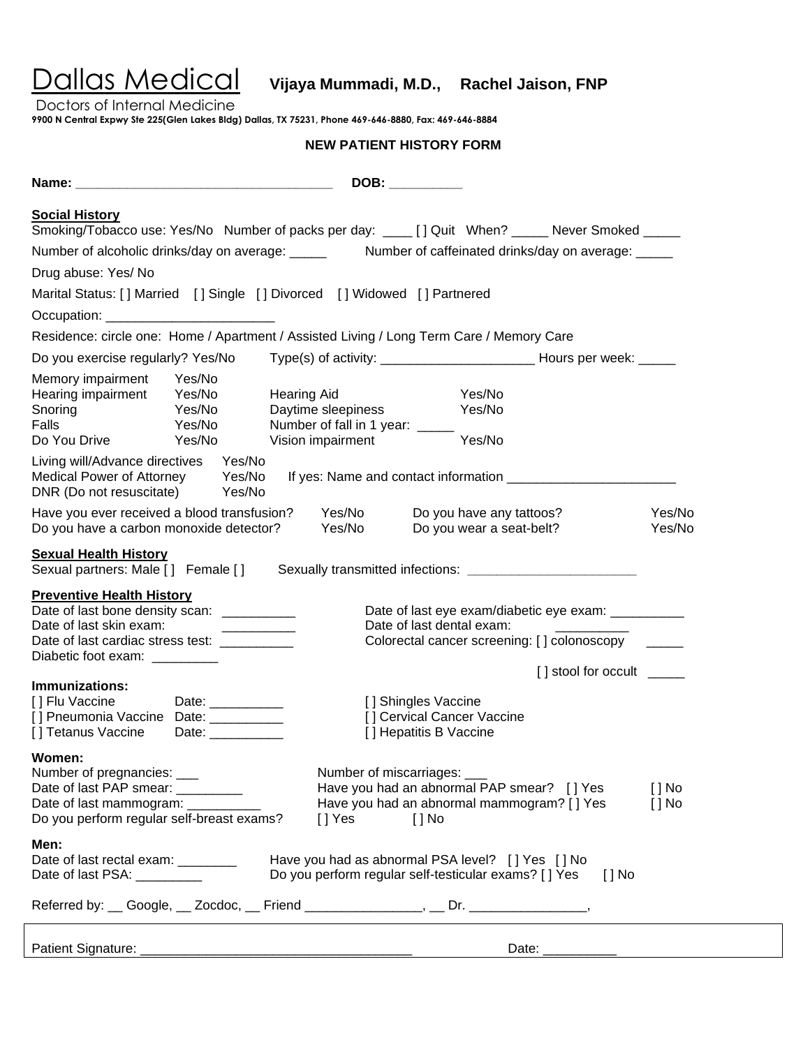# Dallas Medical

**Vijaya Mummadi, M.D., Rachel Jaison, FNP**

Doctors of Internal Medicine

**9900 N Central Expwy Ste 225(Glen Lakes Bldg) Dallas, TX 75231, Phone 469-646-8880, Fax: 469-646-8884**

## NEW PATIENT HISTORY FORM

**Name: ___________________________________ DOB: __________**

**Social History**

Smoking/Tobacco use: Yes/No Number of packs per day: ____ [ ] Quit When? _____ Never Smoked _____

Number of alcoholic drinks/day on average: _____ Number of caffeinated drinks/day on average: _____

Drug abuse: Yes/ No

Marital Status: [ ] Married [ ] Single [ ] Divorced [ ] Widowed [ ] Partnered

Occupation: _______________________

Residence: circle one: Home / Apartment / Assisted Living / Long Term Care / Memory Care

Do you exercise regularly? Yes/No Type(s) of activity: _____________________ Hours per week: _____

Memory impairment Yes/No

Hearing impairment Yes/No Hearing Aid Yes/No

Snoring Yes/No Daytime sleepiness Yes/No

Falls Yes/No Number of fall in 1 year: _____

Do You Drive Yes/No Vision impairment Yes/No

Living will/Advance directives Yes/No

Medical Power of Attorney Yes/No If yes: Name and contact information _______________________

DNR (Do not resuscitate) Yes/No

Have you ever received a blood transfusion? Yes/No Do you have any tattoos? Yes/No

Do you have a carbon monoxide detector? Yes/No Do you wear a seat-belt? Yes/No

**Sexual Health History**

Sexual partners: Male [ ] Female [ ] Sexually transmitted infections: ______________________

**Preventive Health History**

Date of last bone density scan: __________ Date of last eye exam/diabetic eye exam: __________

Date of last skin exam: __________ Date of last dental exam: __________

Date of last cardiac stress test: __________ Colorectal cancer screening: [ ] colonoscopy _____

Diabetic foot exam: _________ [ ] stool for occult _____

**Immunizations:**

[ ] Flu Vaccine Date: __________ [ ] Shingles Vaccine

[ ] Pneumonia Vaccine Date: __________ [ ] Cervical Cancer Vaccine

[ ] Tetanus Vaccine Date: __________ [ ] Hepatitis B Vaccine

**Women:**

Number of pregnancies: ___ Number of miscarriages: ___

Date of last PAP smear: _________ Have you had an abnormal PAP smear? [ ] Yes [ ] No

Date of last mammogram: __________ Have you had an abnormal mammogram? [ ] Yes [ ] No

Do you perform regular self-breast exams? [ ] Yes [ ] No

**Men:**

Date of last rectal exam: ________ Have you had as abnormal PSA level? [ ] Yes [ ] No

Date of last PSA: _________ Do you perform regular self-testicular exams? [ ] Yes [ ] No

Referred by: __ Google, __ Zocdoc, __ Friend ________________, __ Dr. ________________,

Patient Signature: ____________________________________ Date: __________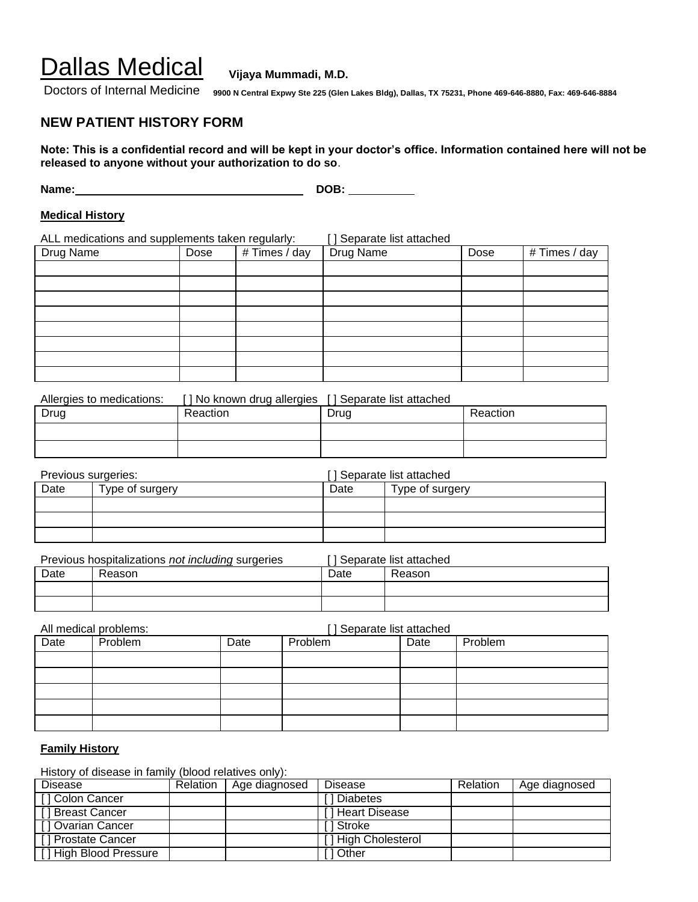# Dallas Medical

Doctors of Internal Medicine

**Vijaya Mummadi, M.D.**

**9900 N Central Expwy Ste 225 (Glen Lakes Bldg), Dallas, TX 75231, Phone 469-646-8880, Fax: 469-646-8884**

## NEW PATIENT HISTORY FORM

**Note: This is a confidential record and will be kept in your doctor's office. Information contained here will not be released to anyone without your authorization to do so**.

**Name:**\_\_\_\_\_\_\_\_\_\_\_\_\_\_\_\_\_\_\_\_\_\_\_\_\_\_\_\_\_\_\_\_\_\_\_\_ **DOB:** \_\_\_\_\_\_\_\_\_\_

### Medical History

ALL medications and supplements taken regularly: [ ] Separate list attached

| Drug Name | Dose | # Times / day | Drug Name | Dose | # Times / day |
|---|---|---|---|---|---|
| | | | | | |
| | | | | | |
| | | | | | |
| | | | | | |
| | | | | | |
| | | | | | |
| | | | | | |
| | | | | | |

Allergies to medications: [ ] No known drug allergies [ ] Separate list attached

| Drug | Reaction | Drug | Reaction |
|---|---|---|---|
| | | | |
| | | | |

Previous surgeries: [ ] Separate list attached

| Date | Type of surgery | Date | Type of surgery |
|---|---|---|---|
| | | | |
| | | | |
| | | | |

Previous hospitalizations ***not including*** surgeries [ ] Separate list attached

| Date | Reason | Date | Reason |
|---|---|---|---|
| | | | |
| | | | |

All medical problems: [ ] Separate list attached

| Date | Problem | Date | Problem | Date | Problem |
|---|---|---|---|---|---|
| | | | | | |
| | | | | | |
| | | | | | |
| | | | | | |
| | | | | | |

### Family History

History of disease in family (blood relatives only):

| Disease | Relation | Age diagnosed | Disease | Relation | Age diagnosed |
|---|---|---|---|---|---|
| [ ] Colon Cancer | | | [ ] Diabetes | | |
| [ ] Breast Cancer | | | [ ] Heart Disease | | |
| [ ] Ovarian Cancer | | | [ ] Stroke | | |
| [ ] Prostate Cancer | | | [ ] High Cholesterol | | |
| [ ] High Blood Pressure | | | [ ] Other | | |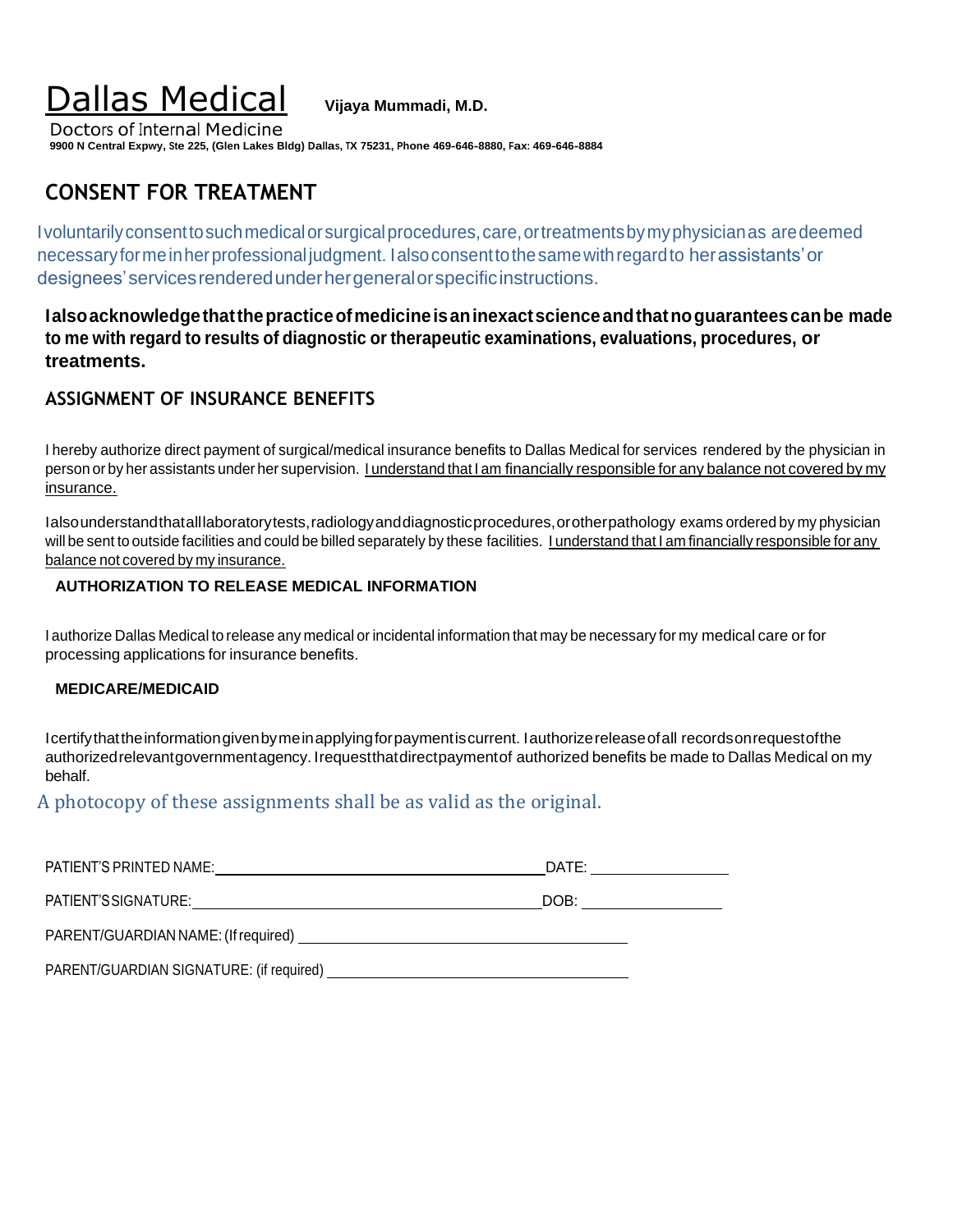# Dallas Medical

**Vijaya Mummadi, M.D.**

Doctors of Internal Medicine

**9900 N Central Expwy, Ste 225, (Glen Lakes Bldg) Dallas, TX 75231, Phone 469-646-8880, Fax: 469-646-8884**

## CONSENT FOR TREATMENT

I voluntarily consent to such medical or surgical procedures, care, or treatments by my physician as are deemed necessary for me in her professional judgment. I also consent to the same with regard to her assistants' or designees' services rendered under her general or specific instructions.

**I also acknowledge that the practice of medicine is an inexact science and that no guarantees can be made to me with regard to results of diagnostic or therapeutic examinations, evaluations, procedures, or treatments.**

## ASSIGNMENT OF INSURANCE BENEFITS

I hereby authorize direct payment of surgical/medical insurance benefits to Dallas Medical for services rendered by the physician in person or by her assistants under her supervision. <u>I understand that I am financially responsible for any balance not covered by my insurance.</u>

I also understand that all laboratory tests, radiology and diagnostic procedures, or other pathology exams ordered by my physician will be sent to outside facilities and could be billed separately by these facilities. <u>I understand that I am financially responsible for any balance not covered by my insurance.</u>

### AUTHORIZATION TO RELEASE MEDICAL INFORMATION

I authorize Dallas Medical to release any medical or incidental information that may be necessary for my medical care or for processing applications for insurance benefits.

### MEDICARE/MEDICAID

I certify that the information given by me in applying for payment is current. I authorize release of all records on request of the authorized relevant government agency. I request that direct payment of authorized benefits be made to Dallas Medical on my behalf.

A photocopy of these assignments shall be as valid as the original.

PATIENT'S PRINTED NAME: ______________________________ DATE: ______________

PATIENT'S SIGNATURE: ______________________________ DOB: ______________

PARENT/GUARDIAN NAME: (If required) ______________________________

PARENT/GUARDIAN SIGNATURE: (if required) ______________________________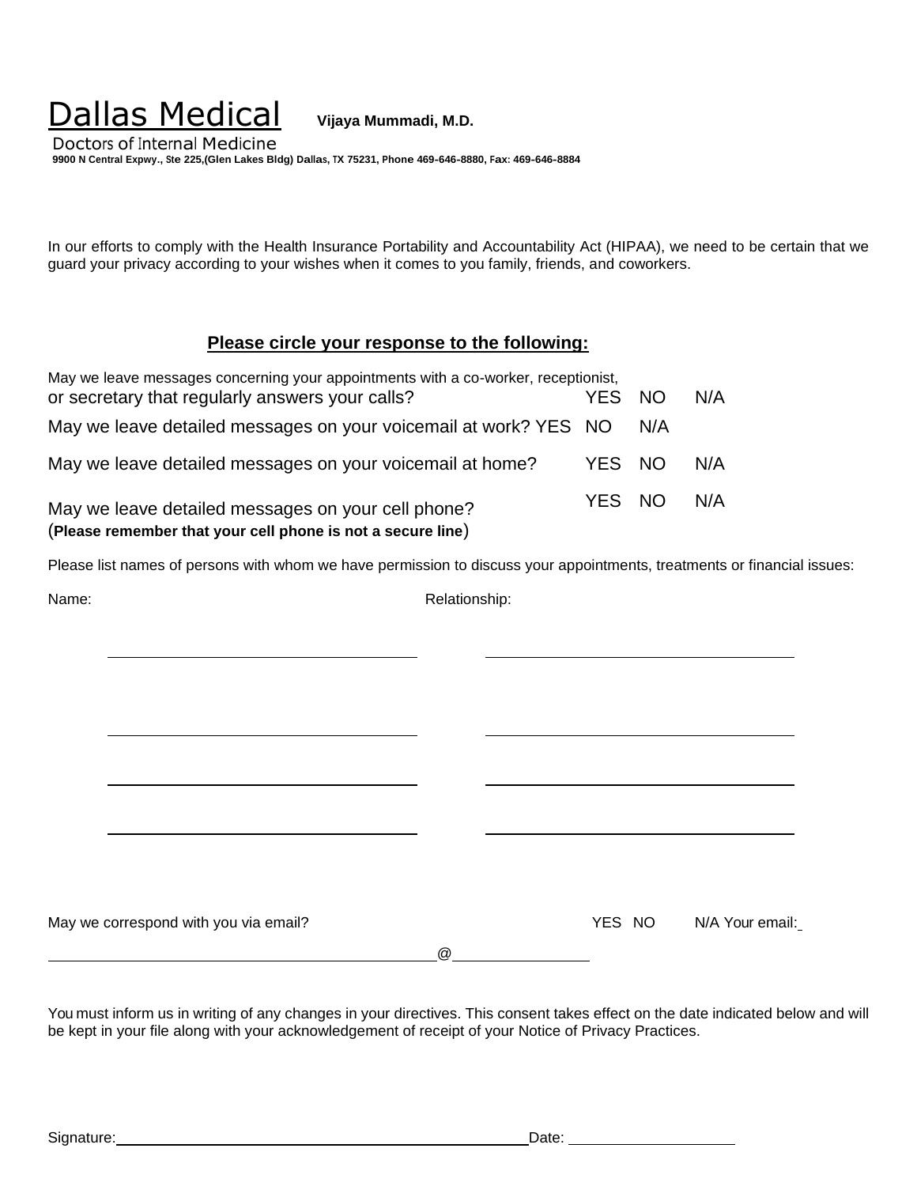# Dallas Medical

**Vijaya Mummadi, M.D.**

Doctors of Internal Medicine

**9900 N Central Expwy., Ste 225,(Glen Lakes Bldg) Dallas, TX 75231, Phone 469-646-8880, Fax: 469-646-8884**

In our efforts to comply with the Health Insurance Portability and Accountability Act (HIPAA), we need to be certain that we guard your privacy according to your wishes when it comes to you family, friends, and coworkers.

**Please circle your response to the following:**

May we leave messages concerning your appointments with a co-worker, receptionist, or secretary that regularly answers your calls? YES NO N/A

May we leave detailed messages on your voicemail at work? YES NO N/A

May we leave detailed messages on your voicemail at home? YES NO N/A

May we leave detailed messages on your cell phone? YES NO N/A
(**Please remember that your cell phone is not a secure line**)

Please list names of persons with whom we have permission to discuss your appointments, treatments or financial issues:

| Name: | Relationship: |
|---|---|
| ______________________ | ______________________ |
| ______________________ | ______________________ |
| ______________________ | ______________________ |
| ______________________ | ______________________ |

May we correspond with you via email? YES NO N/A Your email: ______________________@______________

You must inform us in writing of any changes in your directives. This consent takes effect on the date indicated below and will be kept in your file along with your acknowledgement of receipt of your Notice of Privacy Practices.

Signature: ______________________________ Date: ____________________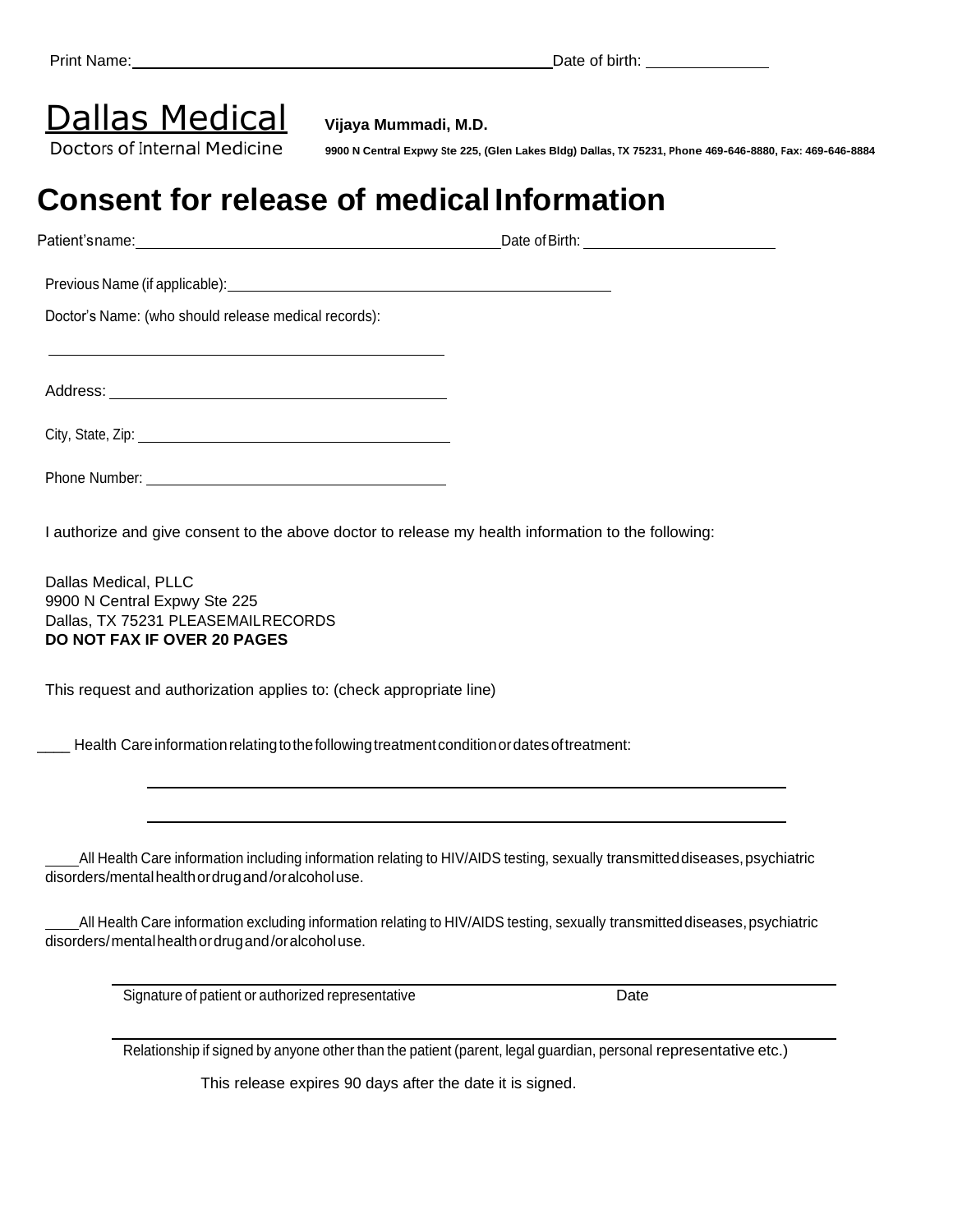Print Name: ______________________________________________ Date of birth: ______________

Dallas Medical
Doctors of Internal Medicine

**Vijaya Mummadi, M.D.**

**9900 N Central Expwy Ste 225, (Glen Lakes Bldg) Dallas, TX 75231, Phone 469-646-8880, Fax: 469-646-8884**

# Consent for release of medical Information

Patient's name: ________________________________________ Date of Birth: ______________________

Previous Name (if applicable): ______________________________________________

Doctor's Name: (who should release medical records):

______________________________________________

Address: ______________________________________

City, State, Zip: ______________________________________

Phone Number: ______________________________________

I authorize and give consent to the above doctor to release my health information to the following:

Dallas Medical, PLLC
9900 N Central Expwy Ste 225
Dallas, TX 75231 PLEASE MAIL RECORDS
**DO NOT FAX IF OVER 20 PAGES**

This request and authorization applies to: (check appropriate line)

____ Health Care information relating to the following treatment condition or dates of treatment:

______________________________________________________________________

______________________________________________________________________

____ All Health Care information including information relating to HIV/AIDS testing, sexually transmitted diseases, psychiatric disorders/mental health or drug and/or alcohol use.

____ All Health Care information excluding information relating to HIV/AIDS testing, sexually transmitted diseases, psychiatric disorders/mental health or drug and/or alcohol use.

______________________________________________________________________
Signature of patient or authorized representative Date

______________________________________________________________________
Relationship if signed by anyone other than the patient (parent, legal guardian, personal representative etc.)

This release expires 90 days after the date it is signed.